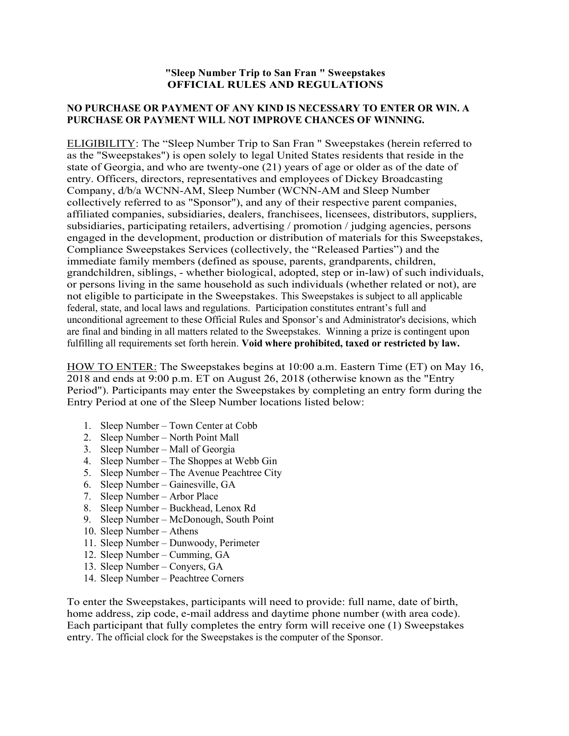**"Sleep Number Trip to San Fran " Sweepstakes**
**OFFICIAL RULES AND REGULATIONS**

**NO PURCHASE OR PAYMENT OF ANY KIND IS NECESSARY TO ENTER OR WIN. A PURCHASE OR PAYMENT WILL NOT IMPROVE CHANCES OF WINNING.**

ELIGIBILITY: The "Sleep Number Trip to San Fran " Sweepstakes (herein referred to as the "Sweepstakes") is open solely to legal United States residents that reside in the state of Georgia, and who are twenty-one (21) years of age or older as of the date of entry. Officers, directors, representatives and employees of Dickey Broadcasting Company, d/b/a WCNN-AM, Sleep Number (WCNN-AM and Sleep Number collectively referred to as "Sponsor"), and any of their respective parent companies, affiliated companies, subsidiaries, dealers, franchisees, licensees, distributors, suppliers, subsidiaries, participating retailers, advertising / promotion / judging agencies, persons engaged in the development, production or distribution of materials for this Sweepstakes, Compliance Sweepstakes Services (collectively, the "Released Parties") and the immediate family members (defined as spouse, parents, grandparents, children, grandchildren, siblings, - whether biological, adopted, step or in-law) of such individuals, or persons living in the same household as such individuals (whether related or not), are not eligible to participate in the Sweepstakes. This Sweepstakes is subject to all applicable federal, state, and local laws and regulations. Participation constitutes entrant's full and unconditional agreement to these Official Rules and Sponsor's and Administrator's decisions, which are final and binding in all matters related to the Sweepstakes. Winning a prize is contingent upon fulfilling all requirements set forth herein. **Void where prohibited, taxed or restricted by law.**

HOW TO ENTER: The Sweepstakes begins at 10:00 a.m. Eastern Time (ET) on May 16, 2018 and ends at 9:00 p.m. ET on August 26, 2018 (otherwise known as the "Entry Period"). Participants may enter the Sweepstakes by completing an entry form during the Entry Period at one of the Sleep Number locations listed below:

1. Sleep Number – Town Center at Cobb
2. Sleep Number – North Point Mall
3. Sleep Number – Mall of Georgia
4. Sleep Number – The Shoppes at Webb Gin
5. Sleep Number – The Avenue Peachtree City
6. Sleep Number – Gainesville, GA
7. Sleep Number – Arbor Place
8. Sleep Number – Buckhead, Lenox Rd
9. Sleep Number – McDonough, South Point
10. Sleep Number – Athens
11. Sleep Number – Dunwoody, Perimeter
12. Sleep Number – Cumming, GA
13. Sleep Number – Conyers, GA
14. Sleep Number – Peachtree Corners

To enter the Sweepstakes, participants will need to provide: full name, date of birth, home address, zip code, e-mail address and daytime phone number (with area code). Each participant that fully completes the entry form will receive one (1) Sweepstakes entry. The official clock for the Sweepstakes is the computer of the Sponsor.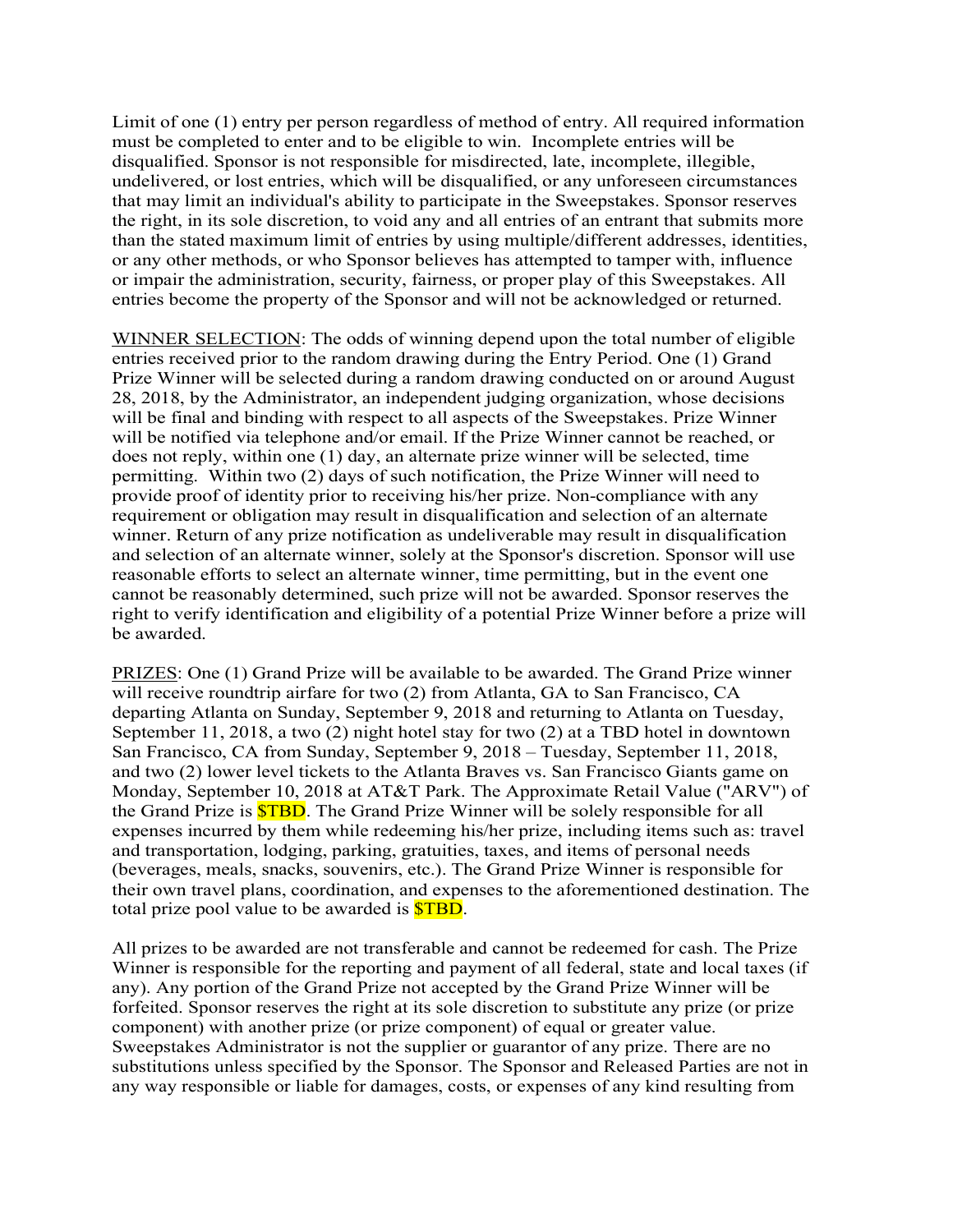Limit of one (1) entry per person regardless of method of entry. All required information must be completed to enter and to be eligible to win. Incomplete entries will be disqualified. Sponsor is not responsible for misdirected, late, incomplete, illegible, undelivered, or lost entries, which will be disqualified, or any unforeseen circumstances that may limit an individual's ability to participate in the Sweepstakes. Sponsor reserves the right, in its sole discretion, to void any and all entries of an entrant that submits more than the stated maximum limit of entries by using multiple/different addresses, identities, or any other methods, or who Sponsor believes has attempted to tamper with, influence or impair the administration, security, fairness, or proper play of this Sweepstakes. All entries become the property of the Sponsor and will not be acknowledged or returned.

<u>WINNER SELECTION</u>: The odds of winning depend upon the total number of eligible entries received prior to the random drawing during the Entry Period. One (1) Grand Prize Winner will be selected during a random drawing conducted on or around August 28, 2018, by the Administrator, an independent judging organization, whose decisions will be final and binding with respect to all aspects of the Sweepstakes. Prize Winner will be notified via telephone and/or email. If the Prize Winner cannot be reached, or does not reply, within one (1) day, an alternate prize winner will be selected, time permitting. Within two (2) days of such notification, the Prize Winner will need to provide proof of identity prior to receiving his/her prize. Non-compliance with any requirement or obligation may result in disqualification and selection of an alternate winner. Return of any prize notification as undeliverable may result in disqualification and selection of an alternate winner, solely at the Sponsor's discretion. Sponsor will use reasonable efforts to select an alternate winner, time permitting, but in the event one cannot be reasonably determined, such prize will not be awarded. Sponsor reserves the right to verify identification and eligibility of a potential Prize Winner before a prize will be awarded.

<u>PRIZES</u>: One (1) Grand Prize will be available to be awarded. The Grand Prize winner will receive roundtrip airfare for two (2) from Atlanta, GA to San Francisco, CA departing Atlanta on Sunday, September 9, 2018 and returning to Atlanta on Tuesday, September 11, 2018, a two (2) night hotel stay for two (2) at a TBD hotel in downtown San Francisco, CA from Sunday, September 9, 2018 – Tuesday, September 11, 2018, and two (2) lower level tickets to the Atlanta Braves vs. San Francisco Giants game on Monday, September 10, 2018 at AT&T Park. The Approximate Retail Value ("ARV") of the Grand Prize is $TBD. The Grand Prize Winner will be solely responsible for all expenses incurred by them while redeeming his/her prize, including items such as: travel and transportation, lodging, parking, gratuities, taxes, and items of personal needs (beverages, meals, snacks, souvenirs, etc.). The Grand Prize Winner is responsible for their own travel plans, coordination, and expenses to the aforementioned destination. The total prize pool value to be awarded is $TBD.

All prizes to be awarded are not transferable and cannot be redeemed for cash. The Prize Winner is responsible for the reporting and payment of all federal, state and local taxes (if any). Any portion of the Grand Prize not accepted by the Grand Prize Winner will be forfeited. Sponsor reserves the right at its sole discretion to substitute any prize (or prize component) with another prize (or prize component) of equal or greater value. Sweepstakes Administrator is not the supplier or guarantor of any prize. There are no substitutions unless specified by the Sponsor. The Sponsor and Released Parties are not in any way responsible or liable for damages, costs, or expenses of any kind resulting from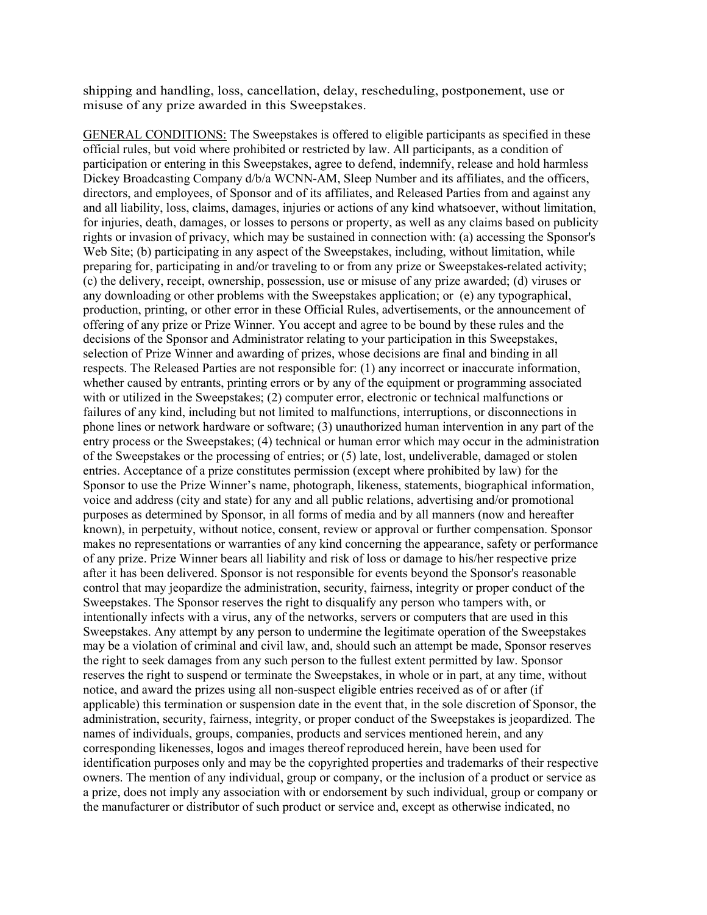shipping and handling, loss, cancellation, delay, rescheduling, postponement, use or misuse of any prize awarded in this Sweepstakes.

GENERAL CONDITIONS: The Sweepstakes is offered to eligible participants as specified in these official rules, but void where prohibited or restricted by law. All participants, as a condition of participation or entering in this Sweepstakes, agree to defend, indemnify, release and hold harmless Dickey Broadcasting Company d/b/a WCNN-AM, Sleep Number and its affiliates, and the officers, directors, and employees, of Sponsor and of its affiliates, and Released Parties from and against any and all liability, loss, claims, damages, injuries or actions of any kind whatsoever, without limitation, for injuries, death, damages, or losses to persons or property, as well as any claims based on publicity rights or invasion of privacy, which may be sustained in connection with: (a) accessing the Sponsor's Web Site; (b) participating in any aspect of the Sweepstakes, including, without limitation, while preparing for, participating in and/or traveling to or from any prize or Sweepstakes-related activity; (c) the delivery, receipt, ownership, possession, use or misuse of any prize awarded; (d) viruses or any downloading or other problems with the Sweepstakes application; or (e) any typographical, production, printing, or other error in these Official Rules, advertisements, or the announcement of offering of any prize or Prize Winner. You accept and agree to be bound by these rules and the decisions of the Sponsor and Administrator relating to your participation in this Sweepstakes, selection of Prize Winner and awarding of prizes, whose decisions are final and binding in all respects. The Released Parties are not responsible for: (1) any incorrect or inaccurate information, whether caused by entrants, printing errors or by any of the equipment or programming associated with or utilized in the Sweepstakes; (2) computer error, electronic or technical malfunctions or failures of any kind, including but not limited to malfunctions, interruptions, or disconnections in phone lines or network hardware or software; (3) unauthorized human intervention in any part of the entry process or the Sweepstakes; (4) technical or human error which may occur in the administration of the Sweepstakes or the processing of entries; or (5) late, lost, undeliverable, damaged or stolen entries. Acceptance of a prize constitutes permission (except where prohibited by law) for the Sponsor to use the Prize Winner's name, photograph, likeness, statements, biographical information, voice and address (city and state) for any and all public relations, advertising and/or promotional purposes as determined by Sponsor, in all forms of media and by all manners (now and hereafter known), in perpetuity, without notice, consent, review or approval or further compensation. Sponsor makes no representations or warranties of any kind concerning the appearance, safety or performance of any prize. Prize Winner bears all liability and risk of loss or damage to his/her respective prize after it has been delivered. Sponsor is not responsible for events beyond the Sponsor's reasonable control that may jeopardize the administration, security, fairness, integrity or proper conduct of the Sweepstakes. The Sponsor reserves the right to disqualify any person who tampers with, or intentionally infects with a virus, any of the networks, servers or computers that are used in this Sweepstakes. Any attempt by any person to undermine the legitimate operation of the Sweepstakes may be a violation of criminal and civil law, and, should such an attempt be made, Sponsor reserves the right to seek damages from any such person to the fullest extent permitted by law. Sponsor reserves the right to suspend or terminate the Sweepstakes, in whole or in part, at any time, without notice, and award the prizes using all non-suspect eligible entries received as of or after (if applicable) this termination or suspension date in the event that, in the sole discretion of Sponsor, the administration, security, fairness, integrity, or proper conduct of the Sweepstakes is jeopardized. The names of individuals, groups, companies, products and services mentioned herein, and any corresponding likenesses, logos and images thereof reproduced herein, have been used for identification purposes only and may be the copyrighted properties and trademarks of their respective owners. The mention of any individual, group or company, or the inclusion of a product or service as a prize, does not imply any association with or endorsement by such individual, group or company or the manufacturer or distributor of such product or service and, except as otherwise indicated, no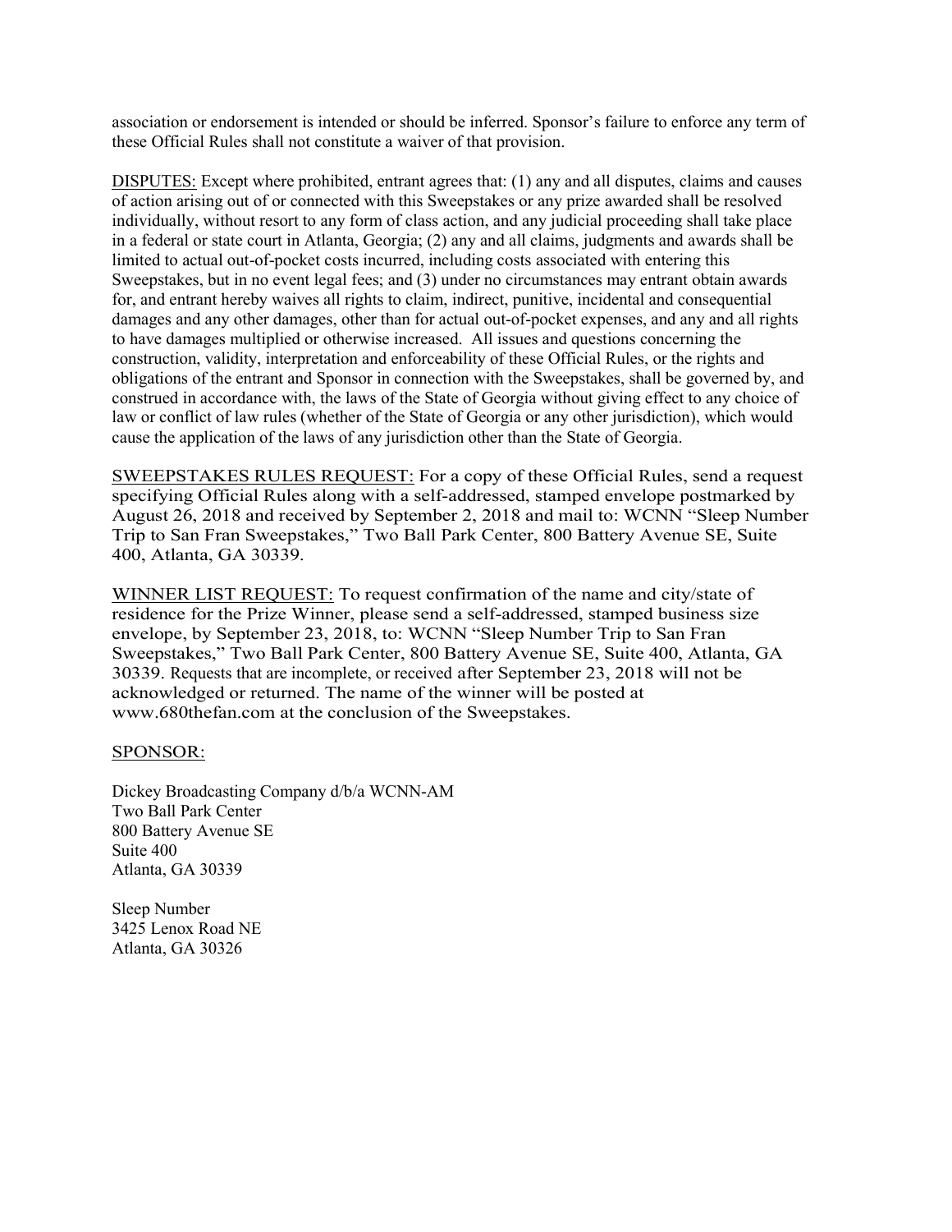association or endorsement is intended or should be inferred. Sponsor's failure to enforce any term of these Official Rules shall not constitute a waiver of that provision.

<u>DISPUTES:</u> Except where prohibited, entrant agrees that: (1) any and all disputes, claims and causes of action arising out of or connected with this Sweepstakes or any prize awarded shall be resolved individually, without resort to any form of class action, and any judicial proceeding shall take place in a federal or state court in Atlanta, Georgia; (2) any and all claims, judgments and awards shall be limited to actual out-of-pocket costs incurred, including costs associated with entering this Sweepstakes, but in no event legal fees; and (3) under no circumstances may entrant obtain awards for, and entrant hereby waives all rights to claim, indirect, punitive, incidental and consequential damages and any other damages, other than for actual out-of-pocket expenses, and any and all rights to have damages multiplied or otherwise increased. All issues and questions concerning the construction, validity, interpretation and enforceability of these Official Rules, or the rights and obligations of the entrant and Sponsor in connection with the Sweepstakes, shall be governed by, and construed in accordance with, the laws of the State of Georgia without giving effect to any choice of law or conflict of law rules (whether of the State of Georgia or any other jurisdiction), which would cause the application of the laws of any jurisdiction other than the State of Georgia.

<u>SWEEPSTAKES RULES REQUEST:</u> For a copy of these Official Rules, send a request specifying Official Rules along with a self-addressed, stamped envelope postmarked by August 26, 2018 and received by September 2, 2018 and mail to: WCNN "Sleep Number Trip to San Fran Sweepstakes," Two Ball Park Center, 800 Battery Avenue SE, Suite 400, Atlanta, GA 30339.

<u>WINNER LIST REQUEST:</u> To request confirmation of the name and city/state of residence for the Prize Winner, please send a self-addressed, stamped business size envelope, by September 23, 2018, to: WCNN "Sleep Number Trip to San Fran Sweepstakes," Two Ball Park Center, 800 Battery Avenue SE, Suite 400, Atlanta, GA 30339. Requests that are incomplete, or received after September 23, 2018 will not be acknowledged or returned. The name of the winner will be posted at www.680thefan.com at the conclusion of the Sweepstakes.

<u>SPONSOR:</u>

Dickey Broadcasting Company d/b/a WCNN-AM
Two Ball Park Center
800 Battery Avenue SE
Suite 400
Atlanta, GA 30339

Sleep Number
3425 Lenox Road NE
Atlanta, GA 30326